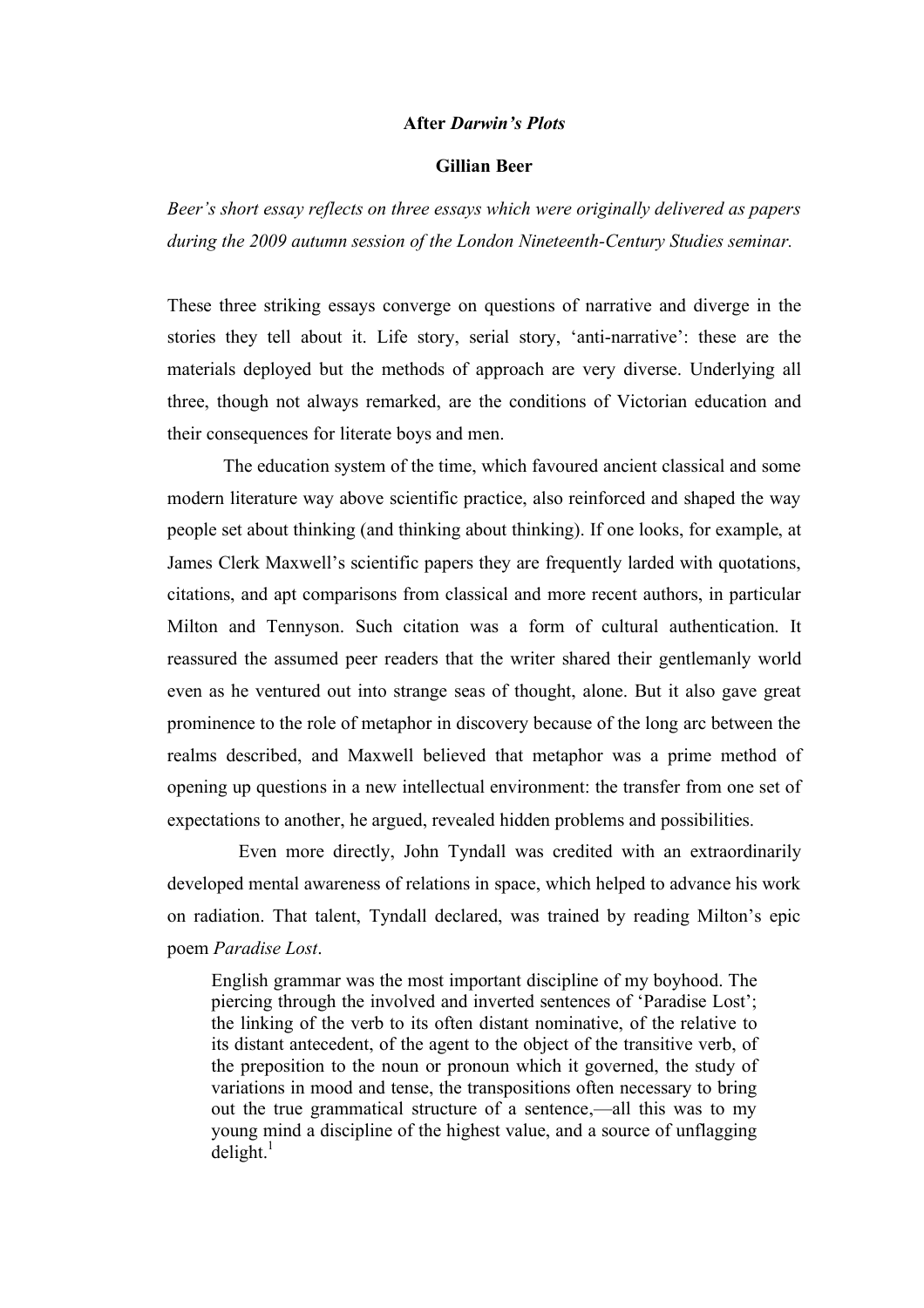# After *Darwin's Plots*

**Gillian Beer**

*Beer's short essay reflects on three essays which were originally delivered as papers during the 2009 autumn session of the London Nineteenth-Century Studies seminar.*

These three striking essays converge on questions of narrative and diverge in the stories they tell about it. Life story, serial story, 'anti-narrative': these are the materials deployed but the methods of approach are very diverse. Underlying all three, though not always remarked, are the conditions of Victorian education and their consequences for literate boys and men.

The education system of the time, which favoured ancient classical and some modern literature way above scientific practice, also reinforced and shaped the way people set about thinking (and thinking about thinking). If one looks, for example, at James Clerk Maxwell's scientific papers they are frequently larded with quotations, citations, and apt comparisons from classical and more recent authors, in particular Milton and Tennyson. Such citation was a form of cultural authentication. It reassured the assumed peer readers that the writer shared their gentlemanly world even as he ventured out into strange seas of thought, alone. But it also gave great prominence to the role of metaphor in discovery because of the long arc between the realms described, and Maxwell believed that metaphor was a prime method of opening up questions in a new intellectual environment: the transfer from one set of expectations to another, he argued, revealed hidden problems and possibilities.

Even more directly, John Tyndall was credited with an extraordinarily developed mental awareness of relations in space, which helped to advance his work on radiation. That talent, Tyndall declared, was trained by reading Milton's epic poem *Paradise Lost*.

> English grammar was the most important discipline of my boyhood. The piercing through the involved and inverted sentences of 'Paradise Lost'; the linking of the verb to its often distant nominative, of the relative to its distant antecedent, of the agent to the object of the transitive verb, of the preposition to the noun or pronoun which it governed, the study of variations in mood and tense, the transpositions often necessary to bring out the true grammatical structure of a sentence,—all this was to my young mind a discipline of the highest value, and a source of unflagging delight.[1]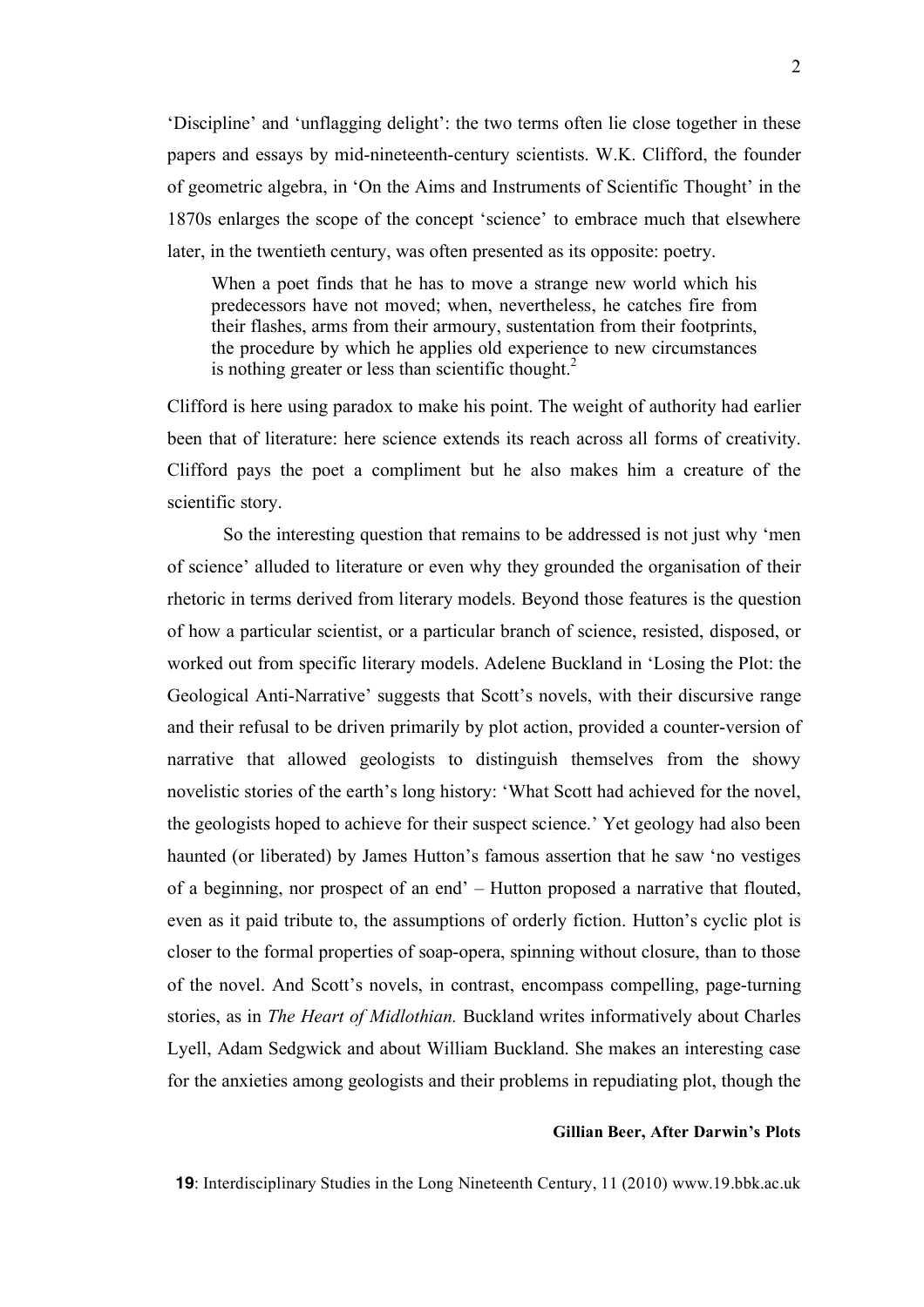'Discipline' and 'unflagging delight': the two terms often lie close together in these papers and essays by mid-nineteenth-century scientists. W.K. Clifford, the founder of geometric algebra, in 'On the Aims and Instruments of Scientific Thought' in the 1870s enlarges the scope of the concept 'science' to embrace much that elsewhere later, in the twentieth century, was often presented as its opposite: poetry.

> When a poet finds that he has to move a strange new world which his predecessors have not moved; when, nevertheless, he catches fire from their flashes, arms from their armoury, sustentation from their footprints, the procedure by which he applies old experience to new circumstances is nothing greater or less than scientific thought.[2]

Clifford is here using paradox to make his point. The weight of authority had earlier been that of literature: here science extends its reach across all forms of creativity. Clifford pays the poet a compliment but he also makes him a creature of the scientific story.

So the interesting question that remains to be addressed is not just why 'men of science' alluded to literature or even why they grounded the organisation of their rhetoric in terms derived from literary models. Beyond those features is the question of how a particular scientist, or a particular branch of science, resisted, disposed, or worked out from specific literary models. Adelene Buckland in 'Losing the Plot: the Geological Anti-Narrative' suggests that Scott's novels, with their discursive range and their refusal to be driven primarily by plot action, provided a counter-version of narrative that allowed geologists to distinguish themselves from the showy novelistic stories of the earth's long history: 'What Scott had achieved for the novel, the geologists hoped to achieve for their suspect science.' Yet geology had also been haunted (or liberated) by James Hutton's famous assertion that he saw 'no vestiges of a beginning, nor prospect of an end' – Hutton proposed a narrative that flouted, even as it paid tribute to, the assumptions of orderly fiction. Hutton's cyclic plot is closer to the formal properties of soap-opera, spinning without closure, than to those of the novel. And Scott's novels, in contrast, encompass compelling, page-turning stories, as in *The Heart of Midlothian.* Buckland writes informatively about Charles Lyell, Adam Sedgwick and about William Buckland. She makes an interesting case for the anxieties among geologists and their problems in repudiating plot, though the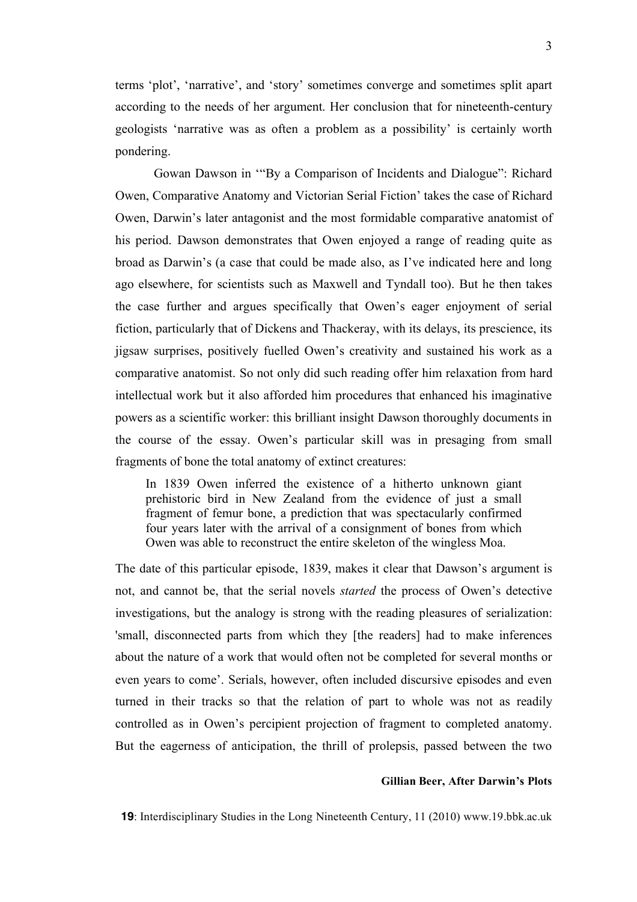terms 'plot', 'narrative', and 'story' sometimes converge and sometimes split apart according to the needs of her argument. Her conclusion that for nineteenth-century geologists 'narrative was as often a problem as a possibility' is certainly worth pondering.

Gowan Dawson in '"By a Comparison of Incidents and Dialogue": Richard Owen, Comparative Anatomy and Victorian Serial Fiction' takes the case of Richard Owen, Darwin's later antagonist and the most formidable comparative anatomist of his period. Dawson demonstrates that Owen enjoyed a range of reading quite as broad as Darwin's (a case that could be made also, as I've indicated here and long ago elsewhere, for scientists such as Maxwell and Tyndall too). But he then takes the case further and argues specifically that Owen's eager enjoyment of serial fiction, particularly that of Dickens and Thackeray, with its delays, its prescience, its jigsaw surprises, positively fuelled Owen's creativity and sustained his work as a comparative anatomist. So not only did such reading offer him relaxation from hard intellectual work but it also afforded him procedures that enhanced his imaginative powers as a scientific worker: this brilliant insight Dawson thoroughly documents in the course of the essay. Owen's particular skill was in presaging from small fragments of bone the total anatomy of extinct creatures:

> In 1839 Owen inferred the existence of a hitherto unknown giant prehistoric bird in New Zealand from the evidence of just a small fragment of femur bone, a prediction that was spectacularly confirmed four years later with the arrival of a consignment of bones from which Owen was able to reconstruct the entire skeleton of the wingless Moa.

The date of this particular episode, 1839, makes it clear that Dawson's argument is not, and cannot be, that the serial novels *started* the process of Owen's detective investigations, but the analogy is strong with the reading pleasures of serialization: 'small, disconnected parts from which they [the readers] had to make inferences about the nature of a work that would often not be completed for several months or even years to come'. Serials, however, often included discursive episodes and even turned in their tracks so that the relation of part to whole was not as readily controlled as in Owen's percipient projection of fragment to completed anatomy. But the eagerness of anticipation, the thrill of prolepsis, passed between the two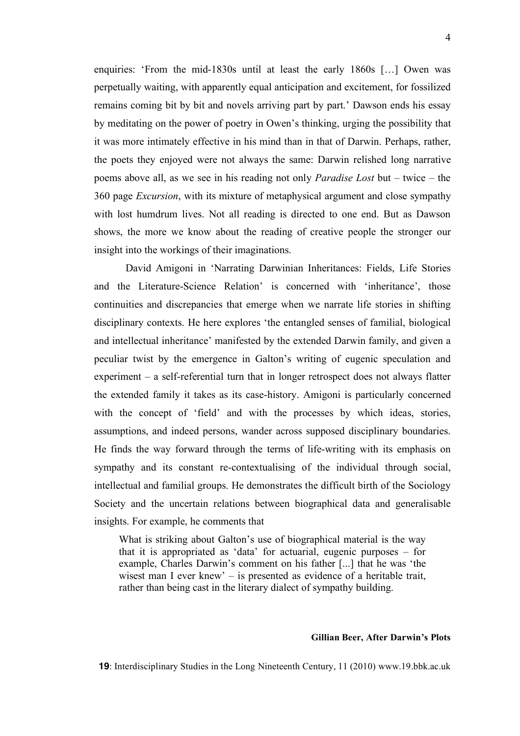enquiries: 'From the mid-1830s until at least the early 1860s […] Owen was perpetually waiting, with apparently equal anticipation and excitement, for fossilized remains coming bit by bit and novels arriving part by part.' Dawson ends his essay by meditating on the power of poetry in Owen's thinking, urging the possibility that it was more intimately effective in his mind than in that of Darwin. Perhaps, rather, the poets they enjoyed were not always the same: Darwin relished long narrative poems above all, as we see in his reading not only *Paradise Lost* but – twice – the 360 page *Excursion*, with its mixture of metaphysical argument and close sympathy with lost humdrum lives. Not all reading is directed to one end. But as Dawson shows, the more we know about the reading of creative people the stronger our insight into the workings of their imaginations.

David Amigoni in 'Narrating Darwinian Inheritances: Fields, Life Stories and the Literature-Science Relation' is concerned with 'inheritance', those continuities and discrepancies that emerge when we narrate life stories in shifting disciplinary contexts. He here explores 'the entangled senses of familial, biological and intellectual inheritance' manifested by the extended Darwin family, and given a peculiar twist by the emergence in Galton's writing of eugenic speculation and experiment – a self-referential turn that in longer retrospect does not always flatter the extended family it takes as its case-history. Amigoni is particularly concerned with the concept of 'field' and with the processes by which ideas, stories, assumptions, and indeed persons, wander across supposed disciplinary boundaries. He finds the way forward through the terms of life-writing with its emphasis on sympathy and its constant re-contextualising of the individual through social, intellectual and familial groups. He demonstrates the difficult birth of the Sociology Society and the uncertain relations between biographical data and generalisable insights. For example, he comments that

> What is striking about Galton's use of biographical material is the way that it is appropriated as 'data' for actuarial, eugenic purposes – for example, Charles Darwin's comment on his father [...] that he was 'the wisest man I ever knew' – is presented as evidence of a heritable trait, rather than being cast in the literary dialect of sympathy building.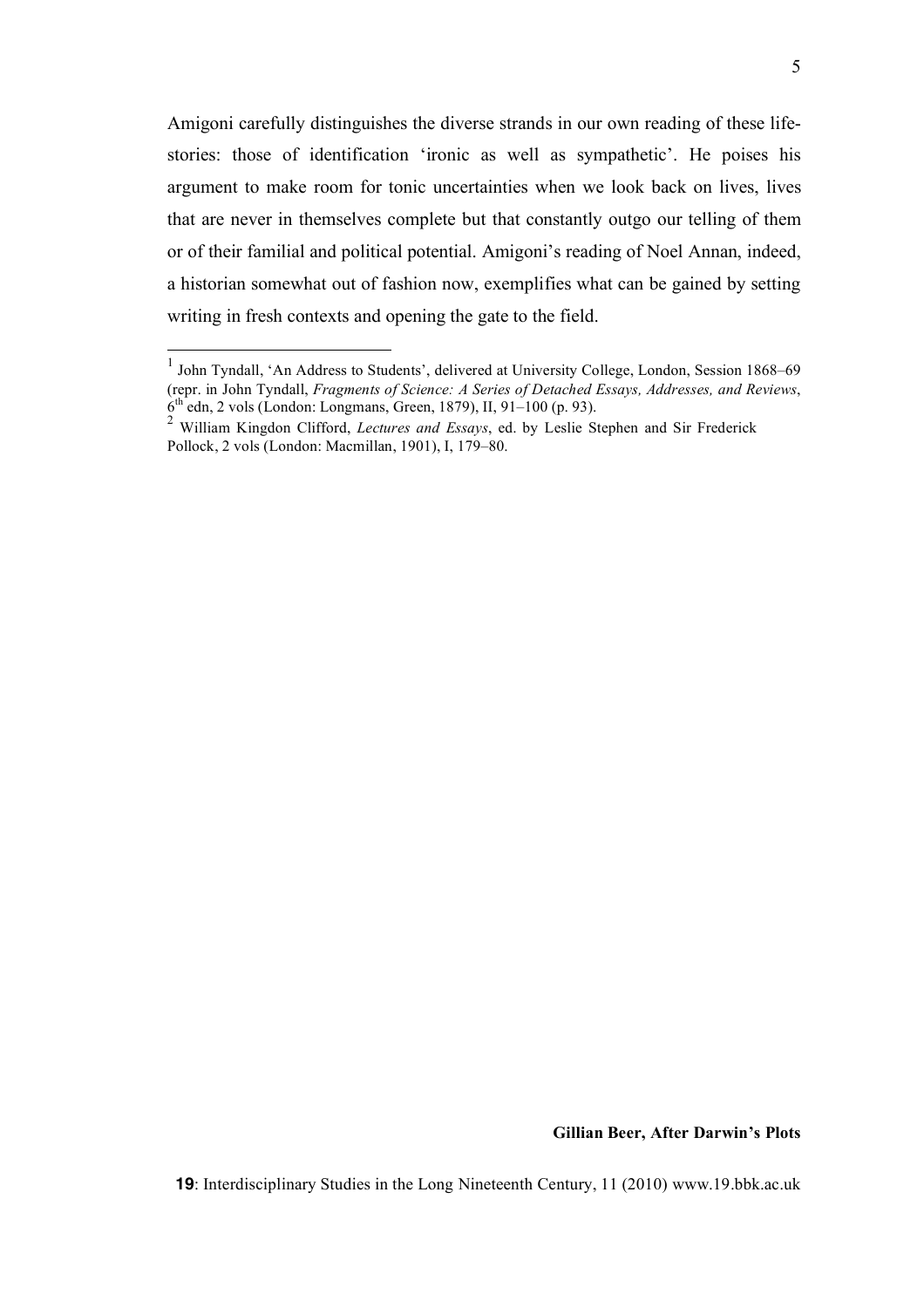Amigoni carefully distinguishes the diverse strands in our own reading of these life-stories: those of identification 'ironic as well as sympathetic'. He poises his argument to make room for tonic uncertainties when we look back on lives, lives that are never in themselves complete but that constantly outgo our telling of them or of their familial and political potential. Amigoni's reading of Noel Annan, indeed, a historian somewhat out of fashion now, exemplifies what can be gained by setting writing in fresh contexts and opening the gate to the field.

---

[1] John Tyndall, 'An Address to Students', delivered at University College, London, Session 1868–69 (repr. in John Tyndall, *Fragments of Science: A Series of Detached Essays, Addresses, and Reviews*, 6th edn, 2 vols (London: Longmans, Green, 1879), II, 91–100 (p. 93).

[2] William Kingdon Clifford, *Lectures and Essays*, ed. by Leslie Stephen and Sir Frederick Pollock, 2 vols (London: Macmillan, 1901), I, 179–80.